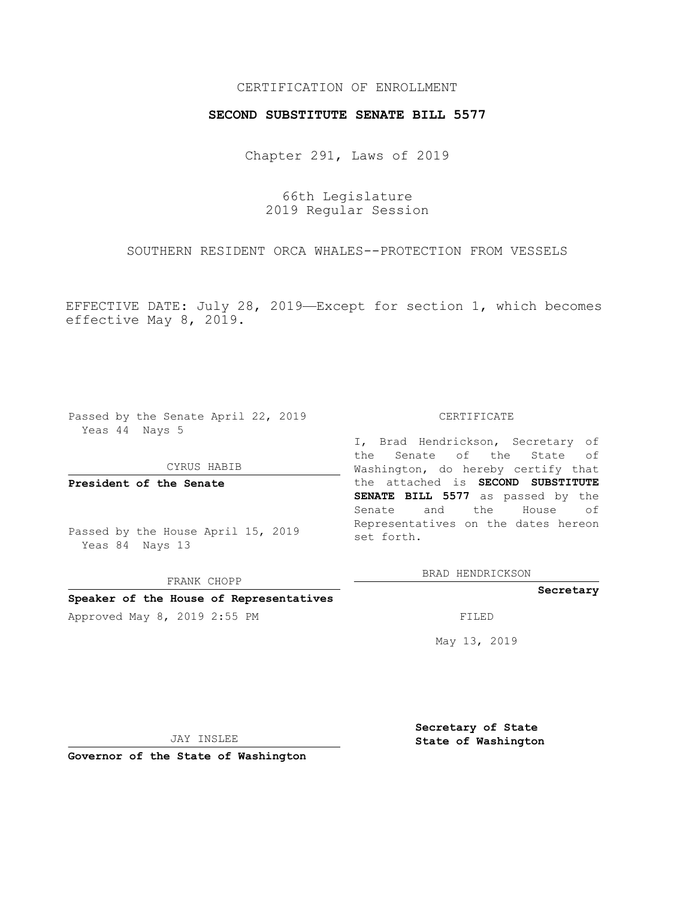CERTIFICATION OF ENROLLMENT

**SECOND SUBSTITUTE SENATE BILL 5577**

Chapter 291, Laws of 2019

66th Legislature
2019 Regular Session

SOUTHERN RESIDENT ORCA WHALES--PROTECTION FROM VESSELS

EFFECTIVE DATE: July 28, 2019—Except for section 1, which becomes effective May 8, 2019.

Passed by the Senate April 22, 2019
Yeas 44 Nays 5

CYRUS HABIB

**President of the Senate**

Passed by the House April 15, 2019
Yeas 84 Nays 13

FRANK CHOPP

**Speaker of the House of Representatives**

Approved May 8, 2019 2:55 PM

CERTIFICATE

I, Brad Hendrickson, Secretary of the Senate of the State of Washington, do hereby certify that the attached is **SECOND SUBSTITUTE SENATE BILL 5577** as passed by the Senate and the House of Representatives on the dates hereon set forth.

BRAD HENDRICKSON

**Secretary**

FILED

May 13, 2019

JAY INSLEE

**Governor of the State of Washington**

**Secretary of State**
**State of Washington**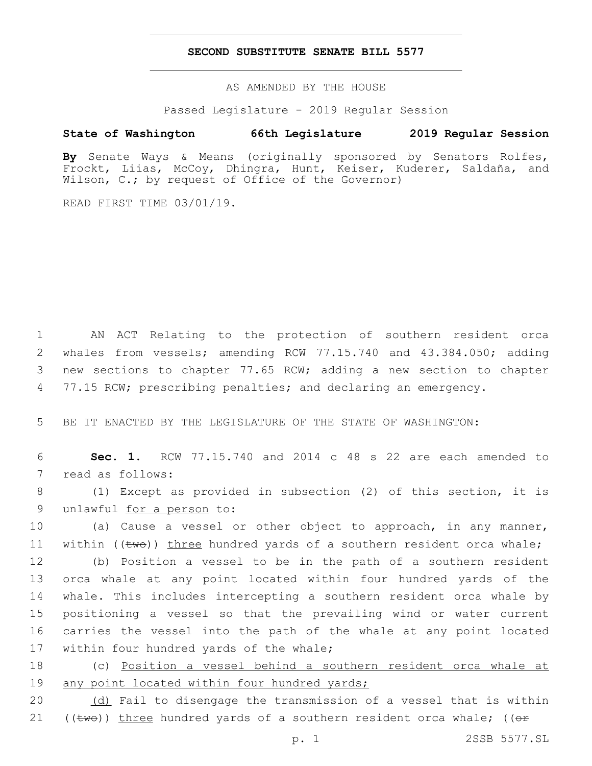# SECOND SUBSTITUTE SENATE BILL 5577

AS AMENDED BY THE HOUSE

Passed Legislature - 2019 Regular Session

**State of Washington 66th Legislature 2019 Regular Session**

**By** Senate Ways & Means (originally sponsored by Senators Rolfes, Frockt, Liias, McCoy, Dhingra, Hunt, Keiser, Kuderer, Saldaña, and Wilson, C.; by request of Office of the Governor)

READ FIRST TIME 03/01/19.

1 AN ACT Relating to the protection of southern resident orca
2 whales from vessels; amending RCW 77.15.740 and 43.384.050; adding
3 new sections to chapter 77.65 RCW; adding a new section to chapter
4 77.15 RCW; prescribing penalties; and declaring an emergency.

5 BE IT ENACTED BY THE LEGISLATURE OF THE STATE OF WASHINGTON:

6 **Sec. 1.** RCW 77.15.740 and 2014 c 48 s 22 are each amended to
7 read as follows:

8 (1) Except as provided in subsection (2) of this section, it is
9 unlawful <u>for a person</u> to:

10 (a) Cause a vessel or other object to approach, in any manner,
11 within ((~~two~~)) <u>three</u> hundred yards of a southern resident orca whale;

12 (b) Position a vessel to be in the path of a southern resident
13 orca whale at any point located within four hundred yards of the
14 whale. This includes intercepting a southern resident orca whale by
15 positioning a vessel so that the prevailing wind or water current
16 carries the vessel into the path of the whale at any point located
17 within four hundred yards of the whale;

18 (c) <u>Position a vessel behind a southern resident orca whale at</u>
19 <u>any point located within four hundred yards;</u>

20 <u>(d)</u> Fail to disengage the transmission of a vessel that is within
21 ((~~two~~)) <u>three</u> hundred yards of a southern resident orca whale; ((~~or~~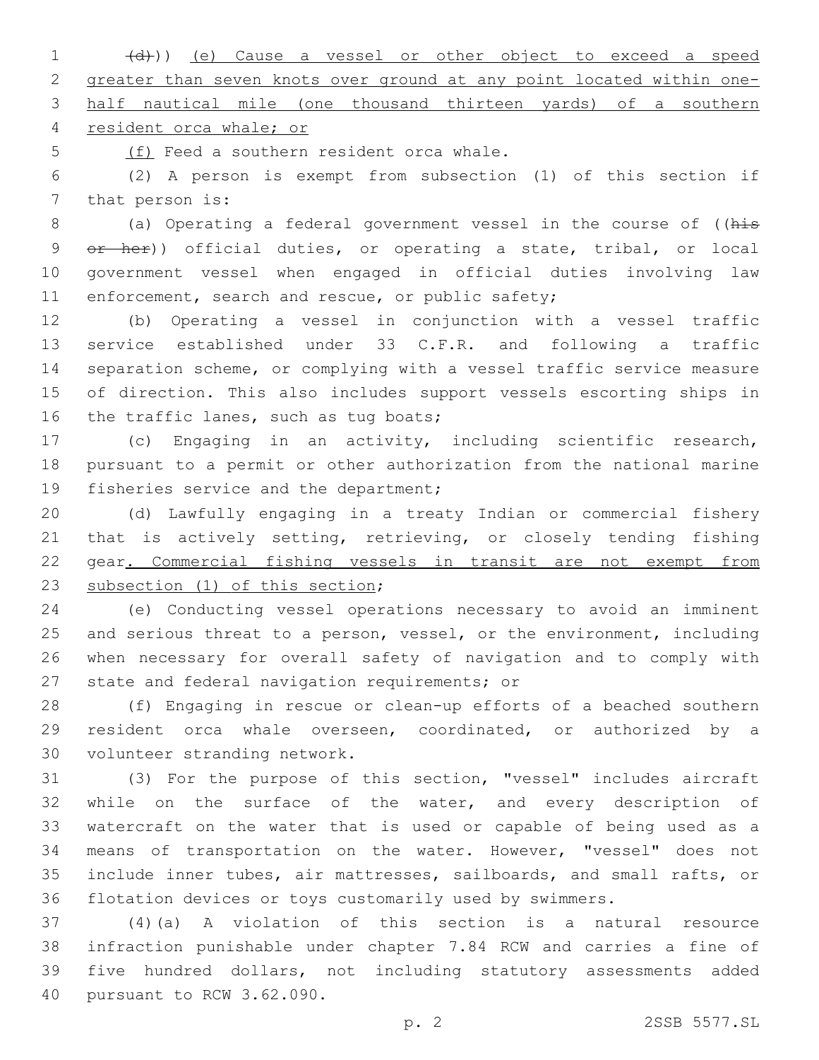~~(d)~~)) <u>(e) Cause a vessel or other object to exceed a speed greater than seven knots over ground at any point located within one-half nautical mile (one thousand thirteen yards) of a southern resident orca whale; or</u>

<u>(f)</u> Feed a southern resident orca whale.

(2) A person is exempt from subsection (1) of this section if that person is:

(a) Operating a federal government vessel in the course of ((~~his or her~~)) official duties, or operating a state, tribal, or local government vessel when engaged in official duties involving law enforcement, search and rescue, or public safety;

(b) Operating a vessel in conjunction with a vessel traffic service established under 33 C.F.R. and following a traffic separation scheme, or complying with a vessel traffic service measure of direction. This also includes support vessels escorting ships in the traffic lanes, such as tug boats;

(c) Engaging in an activity, including scientific research, pursuant to a permit or other authorization from the national marine fisheries service and the department;

(d) Lawfully engaging in a treaty Indian or commercial fishery that is actively setting, retrieving, or closely tending fishing gear<u>. Commercial fishing vessels in transit are not exempt from subsection (1) of this section</u>;

(e) Conducting vessel operations necessary to avoid an imminent and serious threat to a person, vessel, or the environment, including when necessary for overall safety of navigation and to comply with state and federal navigation requirements; or

(f) Engaging in rescue or clean-up efforts of a beached southern resident orca whale overseen, coordinated, or authorized by a volunteer stranding network.

(3) For the purpose of this section, "vessel" includes aircraft while on the surface of the water, and every description of watercraft on the water that is used or capable of being used as a means of transportation on the water. However, "vessel" does not include inner tubes, air mattresses, sailboards, and small rafts, or flotation devices or toys customarily used by swimmers.

(4)(a) A violation of this section is a natural resource infraction punishable under chapter 7.84 RCW and carries a fine of five hundred dollars, not including statutory assessments added pursuant to RCW 3.62.090.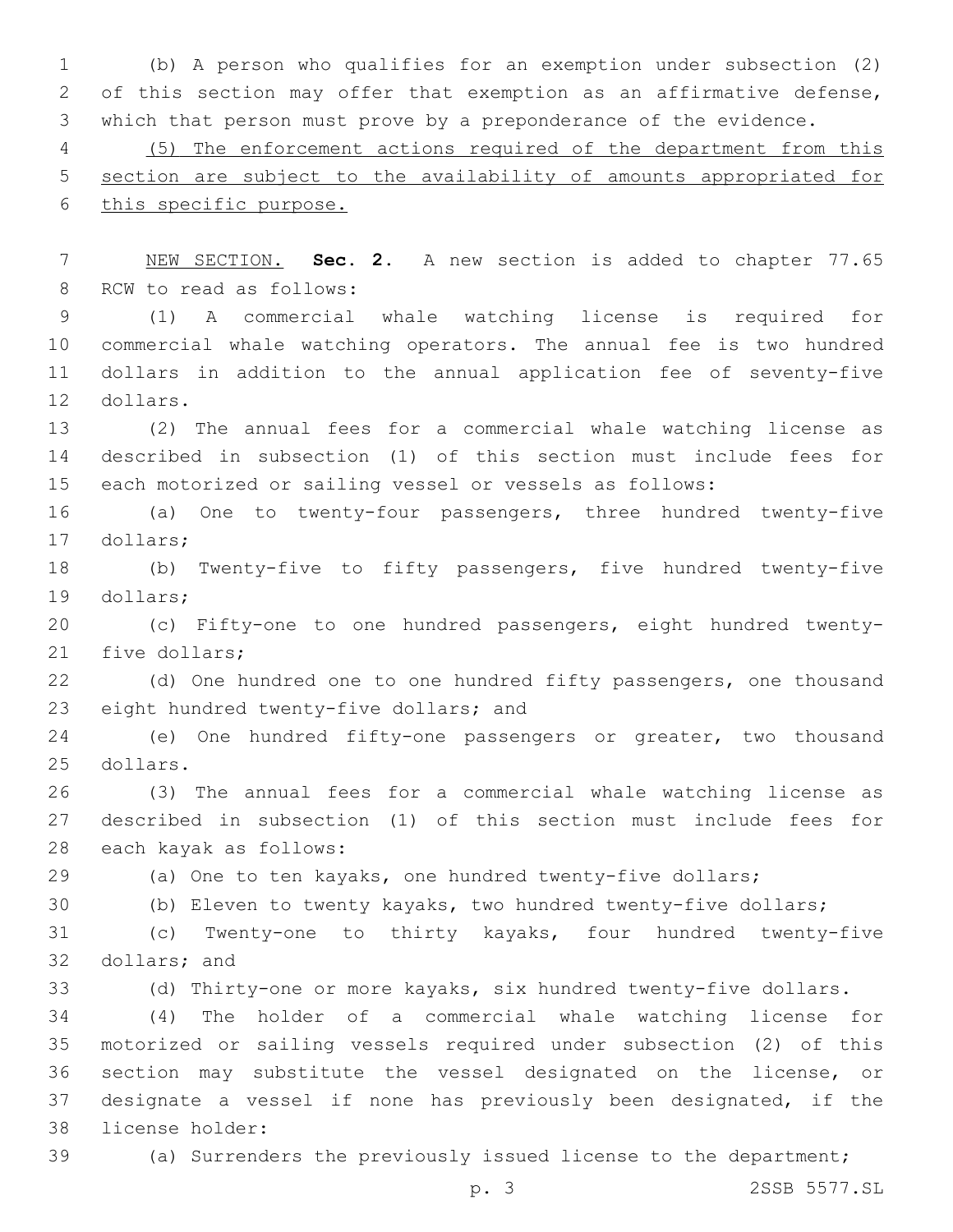(b) A person who qualifies for an exemption under subsection (2) of this section may offer that exemption as an affirmative defense, which that person must prove by a preponderance of the evidence.

(5) The enforcement actions required of the department from this section are subject to the availability of amounts appropriated for this specific purpose.

NEW SECTION. **Sec. 2.** A new section is added to chapter 77.65 RCW to read as follows:

(1) A commercial whale watching license is required for commercial whale watching operators. The annual fee is two hundred dollars in addition to the annual application fee of seventy-five dollars.

(2) The annual fees for a commercial whale watching license as described in subsection (1) of this section must include fees for each motorized or sailing vessel or vessels as follows:

(a) One to twenty-four passengers, three hundred twenty-five dollars;

(b) Twenty-five to fifty passengers, five hundred twenty-five dollars;

(c) Fifty-one to one hundred passengers, eight hundred twenty-five dollars;

(d) One hundred one to one hundred fifty passengers, one thousand eight hundred twenty-five dollars; and

(e) One hundred fifty-one passengers or greater, two thousand dollars.

(3) The annual fees for a commercial whale watching license as described in subsection (1) of this section must include fees for each kayak as follows:

(a) One to ten kayaks, one hundred twenty-five dollars;

(b) Eleven to twenty kayaks, two hundred twenty-five dollars;

(c) Twenty-one to thirty kayaks, four hundred twenty-five dollars; and

(d) Thirty-one or more kayaks, six hundred twenty-five dollars.

(4) The holder of a commercial whale watching license for motorized or sailing vessels required under subsection (2) of this section may substitute the vessel designated on the license, or designate a vessel if none has previously been designated, if the license holder:

(a) Surrenders the previously issued license to the department;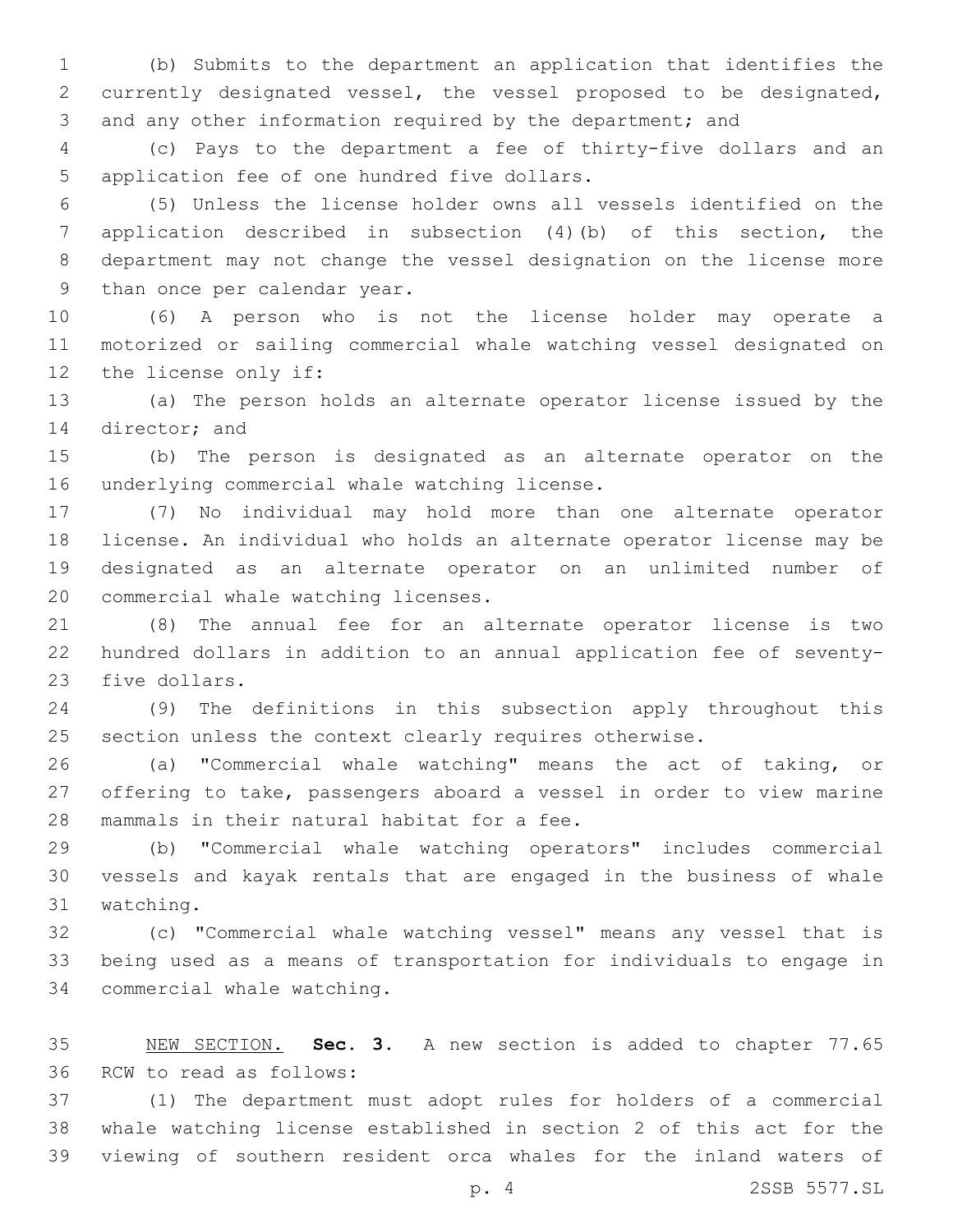(b) Submits to the department an application that identifies the currently designated vessel, the vessel proposed to be designated, and any other information required by the department; and

(c) Pays to the department a fee of thirty-five dollars and an application fee of one hundred five dollars.

(5) Unless the license holder owns all vessels identified on the application described in subsection (4)(b) of this section, the department may not change the vessel designation on the license more than once per calendar year.

(6) A person who is not the license holder may operate a motorized or sailing commercial whale watching vessel designated on the license only if:

(a) The person holds an alternate operator license issued by the director; and

(b) The person is designated as an alternate operator on the underlying commercial whale watching license.

(7) No individual may hold more than one alternate operator license. An individual who holds an alternate operator license may be designated as an alternate operator on an unlimited number of commercial whale watching licenses.

(8) The annual fee for an alternate operator license is two hundred dollars in addition to an annual application fee of seventy-five dollars.

(9) The definitions in this subsection apply throughout this section unless the context clearly requires otherwise.

(a) "Commercial whale watching" means the act of taking, or offering to take, passengers aboard a vessel in order to view marine mammals in their natural habitat for a fee.

(b) "Commercial whale watching operators" includes commercial vessels and kayak rentals that are engaged in the business of whale watching.

(c) "Commercial whale watching vessel" means any vessel that is being used as a means of transportation for individuals to engage in commercial whale watching.

NEW SECTION. **Sec. 3.** A new section is added to chapter 77.65 RCW to read as follows:

(1) The department must adopt rules for holders of a commercial whale watching license established in section 2 of this act for the viewing of southern resident orca whales for the inland waters of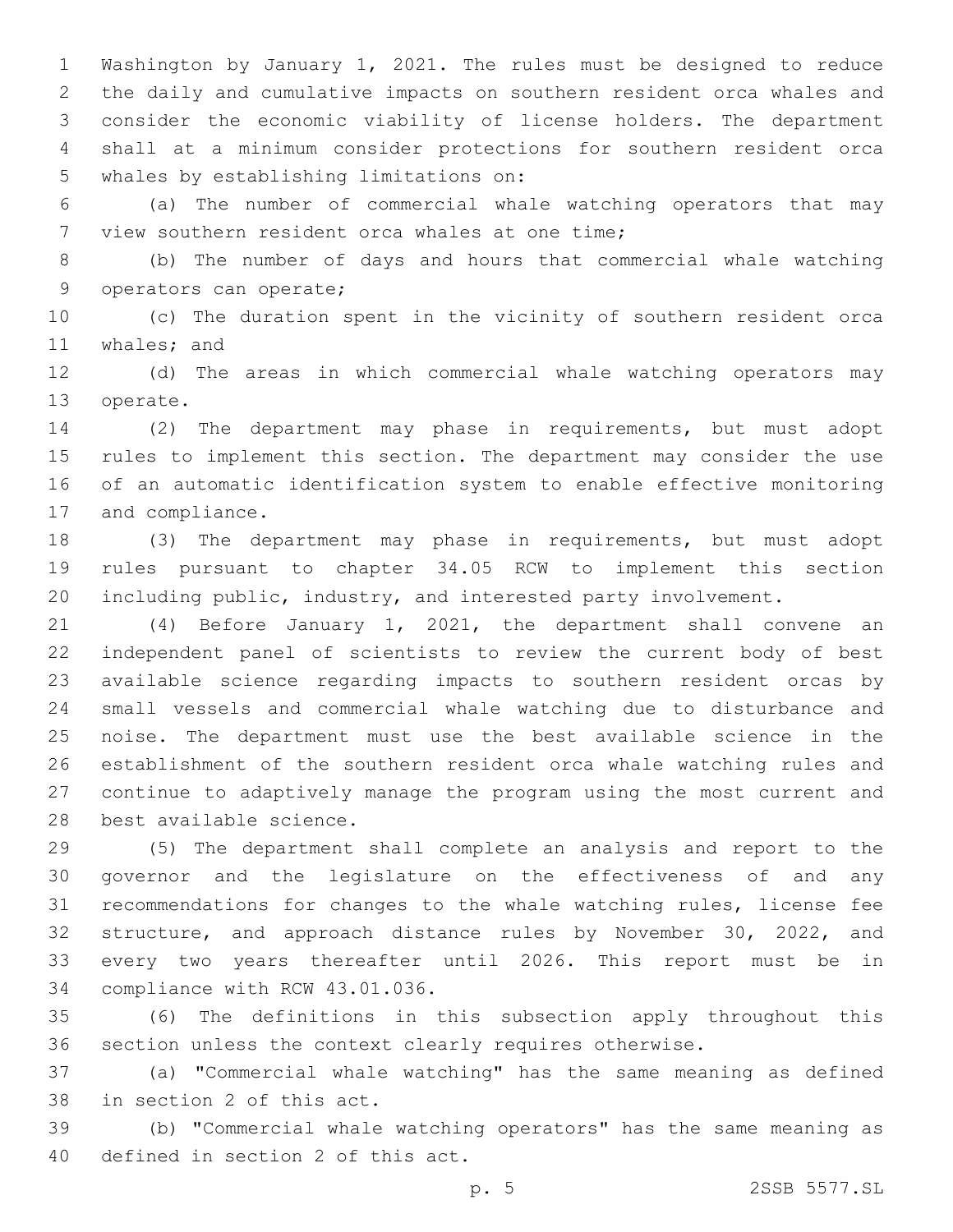Washington by January 1, 2021. The rules must be designed to reduce the daily and cumulative impacts on southern resident orca whales and consider the economic viability of license holders. The department shall at a minimum consider protections for southern resident orca whales by establishing limitations on:

(a) The number of commercial whale watching operators that may view southern resident orca whales at one time;

(b) The number of days and hours that commercial whale watching operators can operate;

(c) The duration spent in the vicinity of southern resident orca whales; and

(d) The areas in which commercial whale watching operators may operate.

(2) The department may phase in requirements, but must adopt rules to implement this section. The department may consider the use of an automatic identification system to enable effective monitoring and compliance.

(3) The department may phase in requirements, but must adopt rules pursuant to chapter 34.05 RCW to implement this section including public, industry, and interested party involvement.

(4) Before January 1, 2021, the department shall convene an independent panel of scientists to review the current body of best available science regarding impacts to southern resident orcas by small vessels and commercial whale watching due to disturbance and noise. The department must use the best available science in the establishment of the southern resident orca whale watching rules and continue to adaptively manage the program using the most current and best available science.

(5) The department shall complete an analysis and report to the governor and the legislature on the effectiveness of and any recommendations for changes to the whale watching rules, license fee structure, and approach distance rules by November 30, 2022, and every two years thereafter until 2026. This report must be in compliance with RCW 43.01.036.

(6) The definitions in this subsection apply throughout this section unless the context clearly requires otherwise.

(a) "Commercial whale watching" has the same meaning as defined in section 2 of this act.

(b) "Commercial whale watching operators" has the same meaning as defined in section 2 of this act.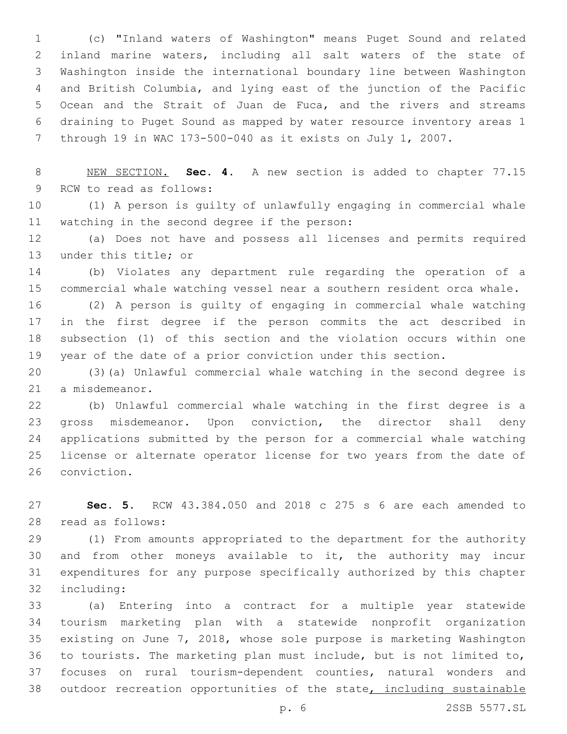(c) "Inland waters of Washington" means Puget Sound and related inland marine waters, including all salt waters of the state of Washington inside the international boundary line between Washington and British Columbia, and lying east of the junction of the Pacific Ocean and the Strait of Juan de Fuca, and the rivers and streams draining to Puget Sound as mapped by water resource inventory areas 1 through 19 in WAC 173-500-040 as it exists on July 1, 2007.

NEW SECTION. **Sec. 4.** A new section is added to chapter 77.15 RCW to read as follows:

(1) A person is guilty of unlawfully engaging in commercial whale watching in the second degree if the person:

(a) Does not have and possess all licenses and permits required under this title; or

(b) Violates any department rule regarding the operation of a commercial whale watching vessel near a southern resident orca whale.

(2) A person is guilty of engaging in commercial whale watching in the first degree if the person commits the act described in subsection (1) of this section and the violation occurs within one year of the date of a prior conviction under this section.

(3)(a) Unlawful commercial whale watching in the second degree is a misdemeanor.

(b) Unlawful commercial whale watching in the first degree is a gross misdemeanor. Upon conviction, the director shall deny applications submitted by the person for a commercial whale watching license or alternate operator license for two years from the date of conviction.

**Sec. 5.** RCW 43.384.050 and 2018 c 275 s 6 are each amended to read as follows:

(1) From amounts appropriated to the department for the authority and from other moneys available to it, the authority may incur expenditures for any purpose specifically authorized by this chapter including:

(a) Entering into a contract for a multiple year statewide tourism marketing plan with a statewide nonprofit organization existing on June 7, 2018, whose sole purpose is marketing Washington to tourists. The marketing plan must include, but is not limited to, focuses on rural tourism-dependent counties, natural wonders and outdoor recreation opportunities of the state<u>, including sustainable</u>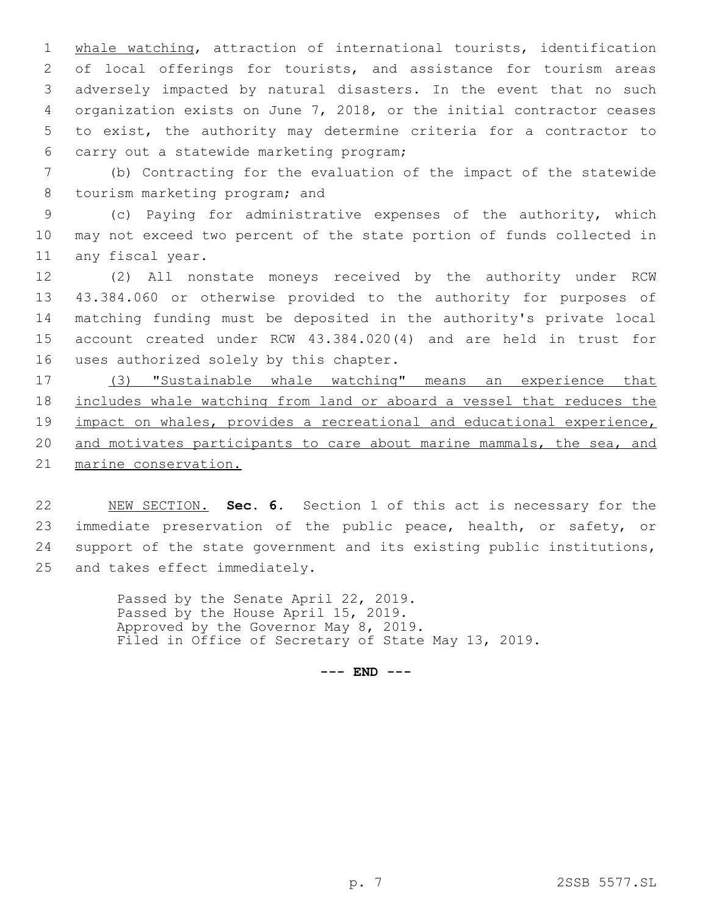whale watching, attraction of international tourists, identification of local offerings for tourists, and assistance for tourism areas adversely impacted by natural disasters. In the event that no such organization exists on June 7, 2018, or the initial contractor ceases to exist, the authority may determine criteria for a contractor to carry out a statewide marketing program;

(b) Contracting for the evaluation of the impact of the statewide tourism marketing program; and

(c) Paying for administrative expenses of the authority, which may not exceed two percent of the state portion of funds collected in any fiscal year.

(2) All nonstate moneys received by the authority under RCW 43.384.060 or otherwise provided to the authority for purposes of matching funding must be deposited in the authority's private local account created under RCW 43.384.020(4) and are held in trust for uses authorized solely by this chapter.

(3) "Sustainable whale watching" means an experience that includes whale watching from land or aboard a vessel that reduces the impact on whales, provides a recreational and educational experience, and motivates participants to care about marine mammals, the sea, and marine conservation.

NEW SECTION. **Sec. 6.** Section 1 of this act is necessary for the immediate preservation of the public peace, health, or safety, or support of the state government and its existing public institutions, and takes effect immediately.

Passed by the Senate April 22, 2019.
Passed by the House April 15, 2019.
Approved by the Governor May 8, 2019.
Filed in Office of Secretary of State May 13, 2019.

**--- END ---**